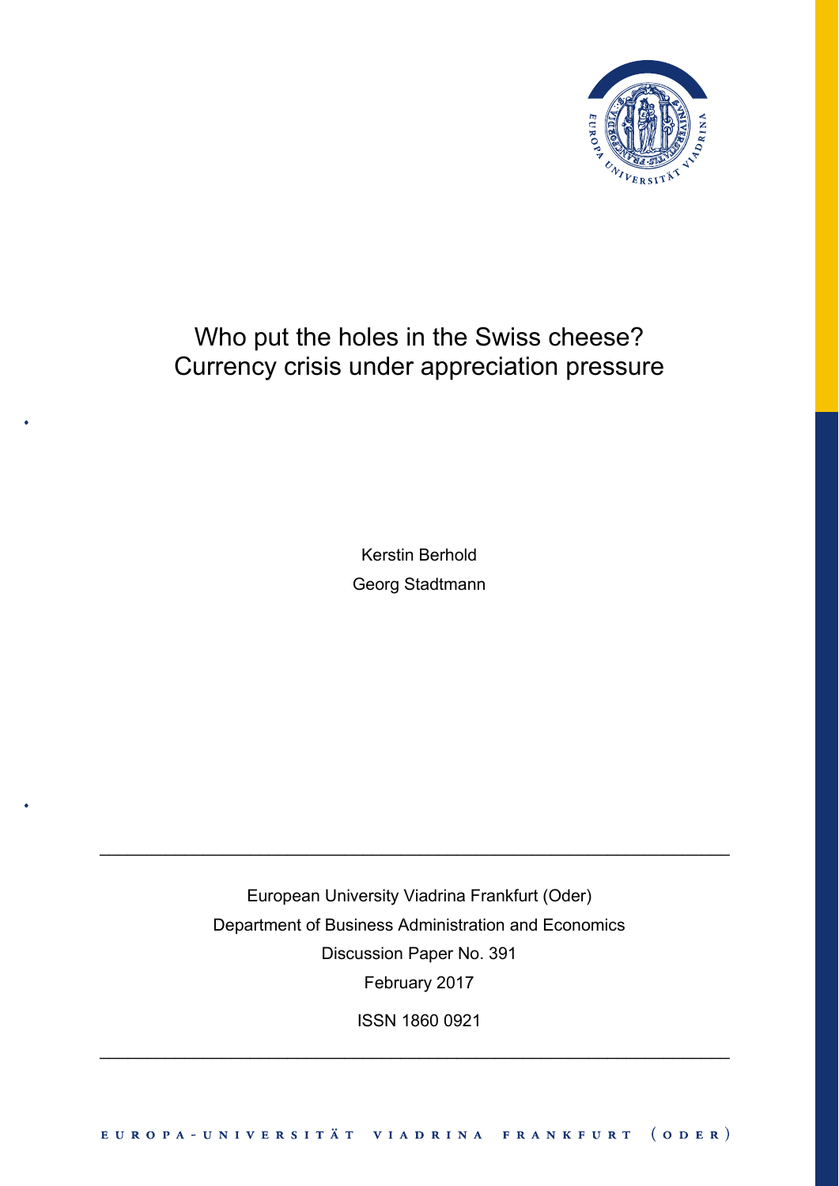# Who put the holes in the Swiss cheese?
# Currency crisis under appreciation pressure

Kerstin Berhold

Georg Stadtmann

European University Viadrina Frankfurt (Oder)

Department of Business Administration and Economics

Discussion Paper No. 391

February 2017

ISSN 1860 0921

EUROPA-UNIVERSITÄT VIADRINA FRANKFURT (ODER)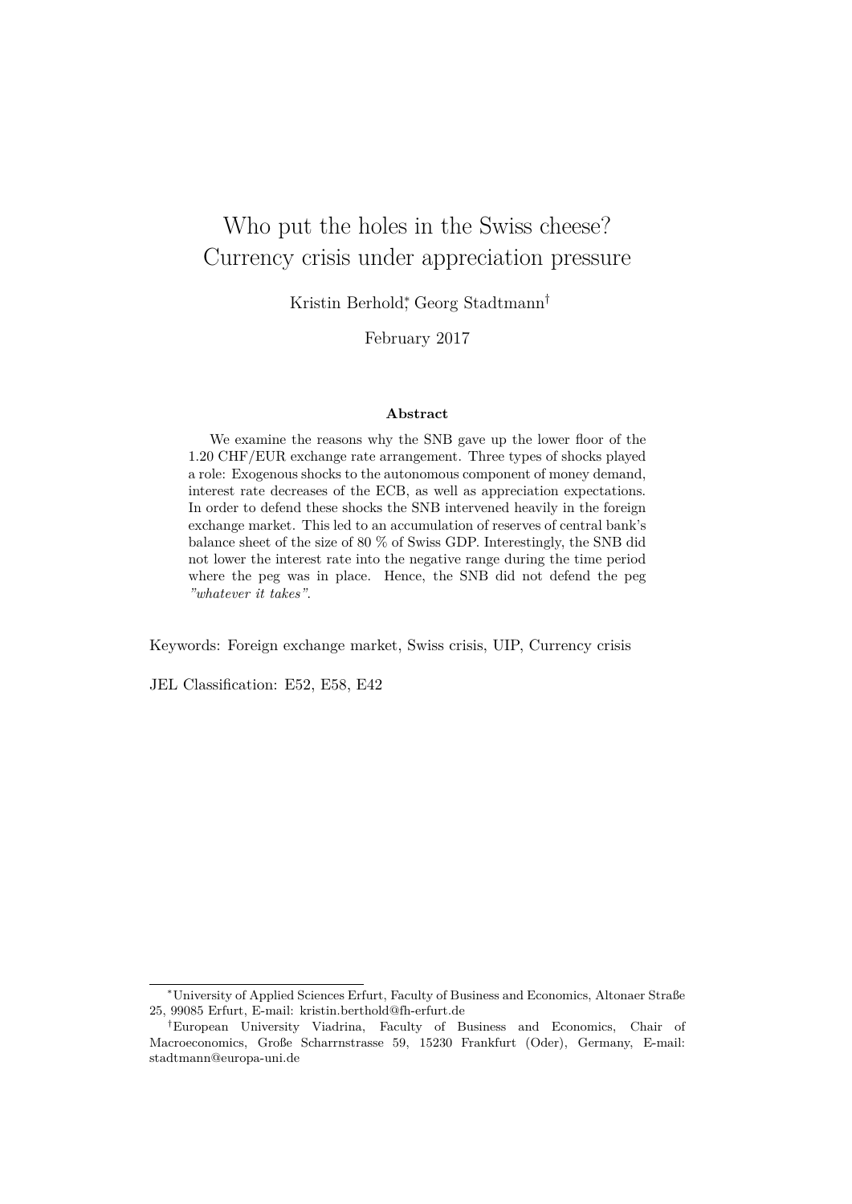# Who put the holes in the Swiss cheese? Currency crisis under appreciation pressure

Kristin Berhold[*], Georg Stadtmann[†]

February 2017

### Abstract

We examine the reasons why the SNB gave up the lower floor of the 1.20 CHF/EUR exchange rate arrangement. Three types of shocks played a role: Exogenous shocks to the autonomous component of money demand, interest rate decreases of the ECB, as well as appreciation expectations. In order to defend these shocks the SNB intervened heavily in the foreign exchange market. This led to an accumulation of reserves of central bank's balance sheet of the size of 80 % of Swiss GDP. Interestingly, the SNB did not lower the interest rate into the negative range during the time period where the peg was in place. Hence, the SNB did not defend the peg *"whatever it takes"*.

Keywords: Foreign exchange market, Swiss crisis, UIP, Currency crisis

JEL Classification: E52, E58, E42

---

[*] University of Applied Sciences Erfurt, Faculty of Business and Economics, Altonaer Straße 25, 99085 Erfurt, E-mail: kristin.berthold@fh-erfurt.de

[†] European University Viadrina, Faculty of Business and Economics, Chair of Macroeconomics, Große Scharrnstrasse 59, 15230 Frankfurt (Oder), Germany, E-mail: stadtmann@europa-uni.de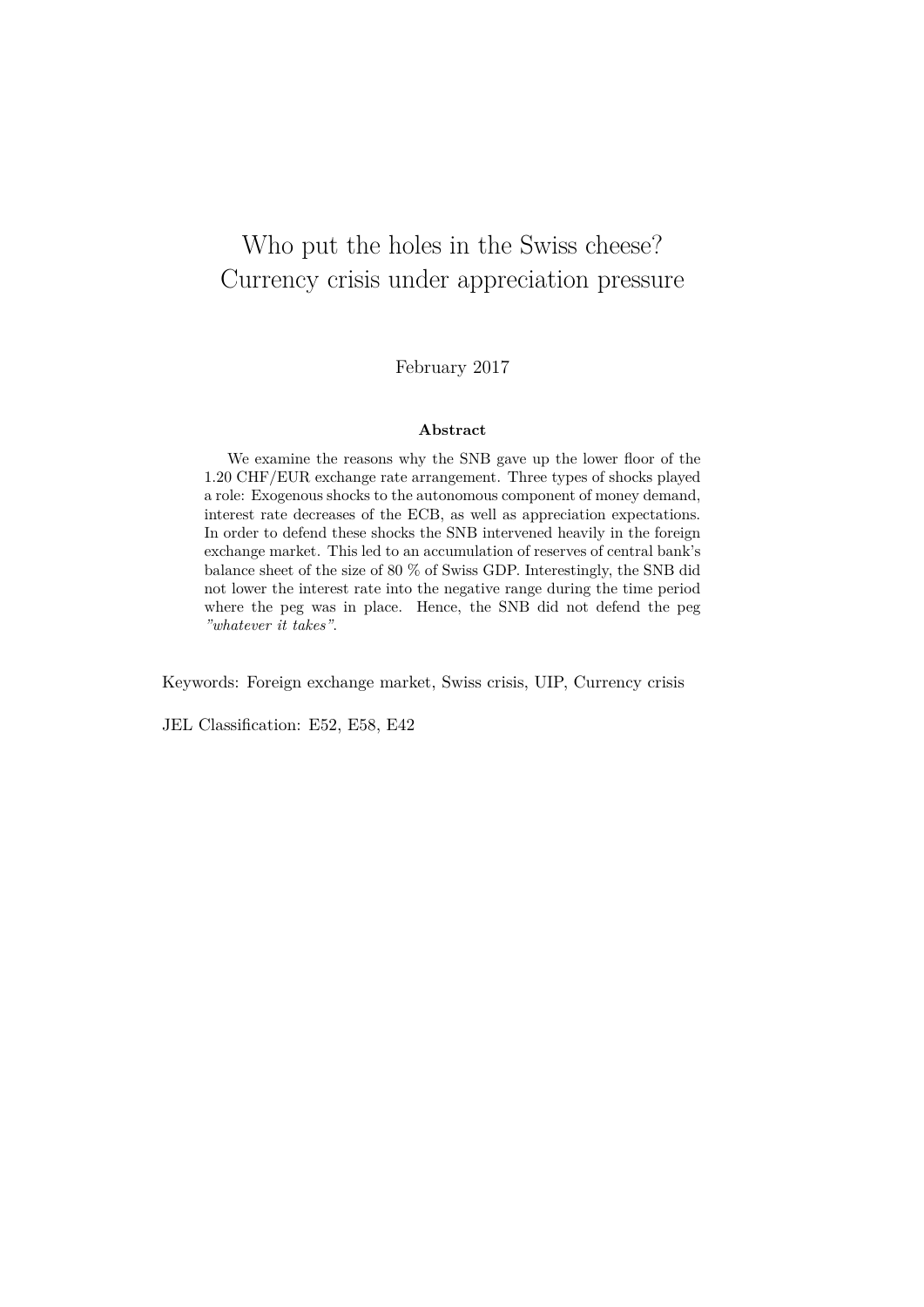# Who put the holes in the Swiss cheese? Currency crisis under appreciation pressure

February 2017

**Abstract**

We examine the reasons why the SNB gave up the lower floor of the 1.20 CHF/EUR exchange rate arrangement. Three types of shocks played a role: Exogenous shocks to the autonomous component of money demand, interest rate decreases of the ECB, as well as appreciation expectations. In order to defend these shocks the SNB intervened heavily in the foreign exchange market. This led to an accumulation of reserves of central bank's balance sheet of the size of 80 % of Swiss GDP. Interestingly, the SNB did not lower the interest rate into the negative range during the time period where the peg was in place. Hence, the SNB did not defend the peg *"whatever it takes"*.

Keywords: Foreign exchange market, Swiss crisis, UIP, Currency crisis

JEL Classification: E52, E58, E42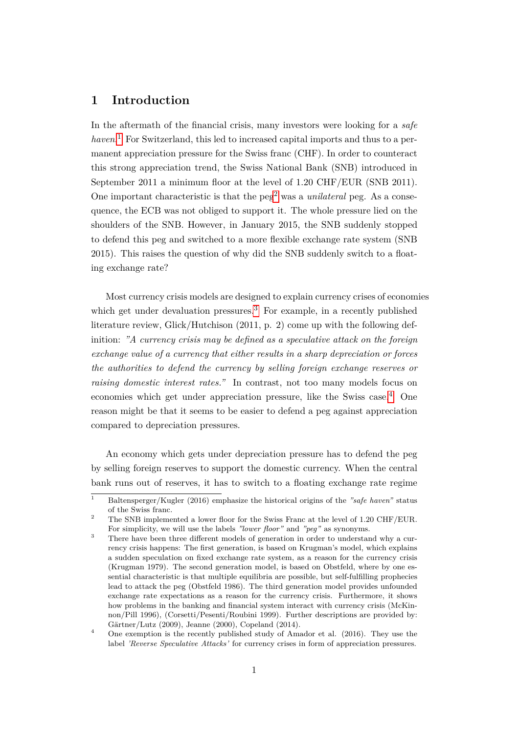# 1 Introduction

In the aftermath of the financial crisis, many investors were looking for a *safe haven*.[1] For Switzerland, this led to increased capital imports and thus to a permanent appreciation pressure for the Swiss franc (CHF). In order to counteract this strong appreciation trend, the Swiss National Bank (SNB) introduced in September 2011 a minimum floor at the level of 1.20 CHF/EUR (SNB 2011). One important characteristic is that the peg[2] was a *unilateral* peg. As a consequence, the ECB was not obliged to support it. The whole pressure lied on the shoulders of the SNB. However, in January 2015, the SNB suddenly stopped to defend this peg and switched to a more flexible exchange rate system (SNB 2015). This raises the question of why did the SNB suddenly switch to a floating exchange rate?

Most currency crisis models are designed to explain currency crises of economies which get under devaluation pressures.[3] For example, in a recently published literature review, Glick/Hutchison (2011, p. 2) come up with the following definition: *"A currency crisis may be defined as a speculative attack on the foreign exchange value of a currency that either results in a sharp depreciation or forces the authorities to defend the currency by selling foreign exchange reserves or raising domestic interest rates."* In contrast, not too many models focus on economies which get under appreciation pressure, like the Swiss case.[4] One reason might be that it seems to be easier to defend a peg against appreciation compared to depreciation pressures.

An economy which gets under depreciation pressure has to defend the peg by selling foreign reserves to support the domestic currency. When the central bank runs out of reserves, it has to switch to a floating exchange rate regime

---

[1] Baltensperger/Kugler (2016) emphasize the historical origins of the *"safe haven"* status of the Swiss franc.

[2] The SNB implemented a lower floor for the Swiss Franc at the level of 1.20 CHF/EUR. For simplicity, we will use the labels *"lower floor"* and *"peg"* as synonyms.

[3] There have been three different models of generation in order to understand why a currency crisis happens: The first generation, is based on Krugman's model, which explains a sudden speculation on fixed exchange rate system, as a reason for the currency crisis (Krugman 1979). The second generation model, is based on Obstfeld, where by one essential characteristic is that multiple equilibria are possible, but self-fulfilling prophecies lead to attack the peg (Obstfeld 1986). The third generation model provides unfounded exchange rate expectations as a reason for the currency crisis. Furthermore, it shows how problems in the banking and financial system interact with currency crisis (McKinnon/Pill 1996), (Corsetti/Pesenti/Roubini 1999). Further descriptions are provided by: Gärtner/Lutz (2009), Jeanne (2000), Copeland (2014).

[4] One exemption is the recently published study of Amador et al. (2016). They use the label *'Reverse Speculative Attacks'* for currency crises in form of appreciation pressures.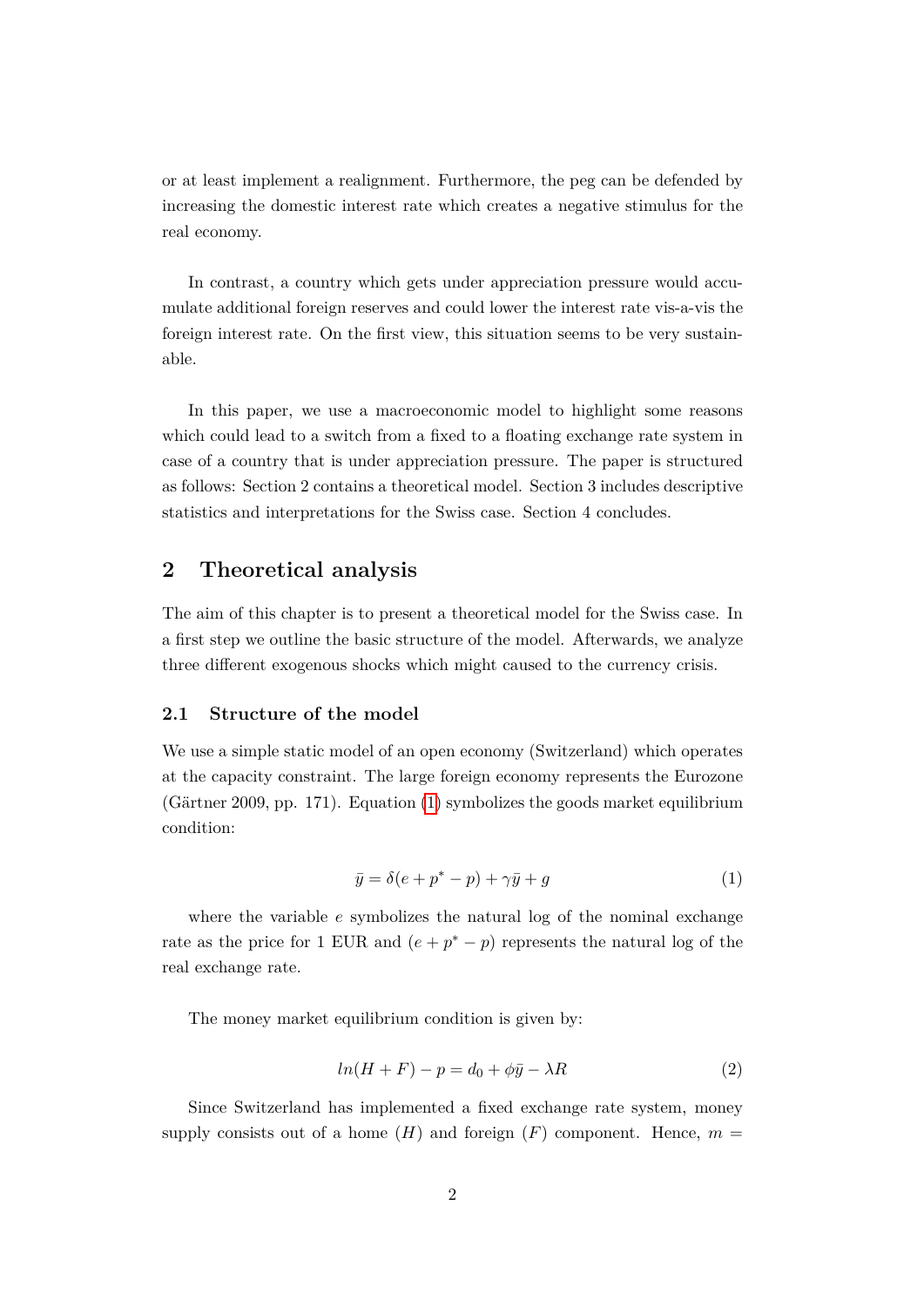or at least implement a realignment. Furthermore, the peg can be defended by increasing the domestic interest rate which creates a negative stimulus for the real economy.

In contrast, a country which gets under appreciation pressure would accumulate additional foreign reserves and could lower the interest rate vis-a-vis the foreign interest rate. On the first view, this situation seems to be very sustainable.

In this paper, we use a macroeconomic model to highlight some reasons which could lead to a switch from a fixed to a floating exchange rate system in case of a country that is under appreciation pressure. The paper is structured as follows: Section 2 contains a theoretical model. Section 3 includes descriptive statistics and interpretations for the Swiss case. Section 4 concludes.

## 2 Theoretical analysis

The aim of this chapter is to present a theoretical model for the Swiss case. In a first step we outline the basic structure of the model. Afterwards, we analyze three different exogenous shocks which might caused to the currency crisis.

### 2.1 Structure of the model

We use a simple static model of an open economy (Switzerland) which operates at the capacity constraint. The large foreign economy represents the Eurozone (Gärtner 2009, pp. 171). Equation (1) symbolizes the goods market equilibrium condition:

$$\bar{y} = \delta(e + p^* - p) + \gamma\bar{y} + g \tag{1}$$

where the variable $e$ symbolizes the natural log of the nominal exchange rate as the price for 1 EUR and $(e + p^* - p)$ represents the natural log of the real exchange rate.

The money market equilibrium condition is given by:

$$ln(H + F) - p = d_0 + \phi\bar{y} - \lambda R \tag{2}$$

Since Switzerland has implemented a fixed exchange rate system, money supply consists out of a home $(H)$ and foreign $(F)$ component. Hence, $m =$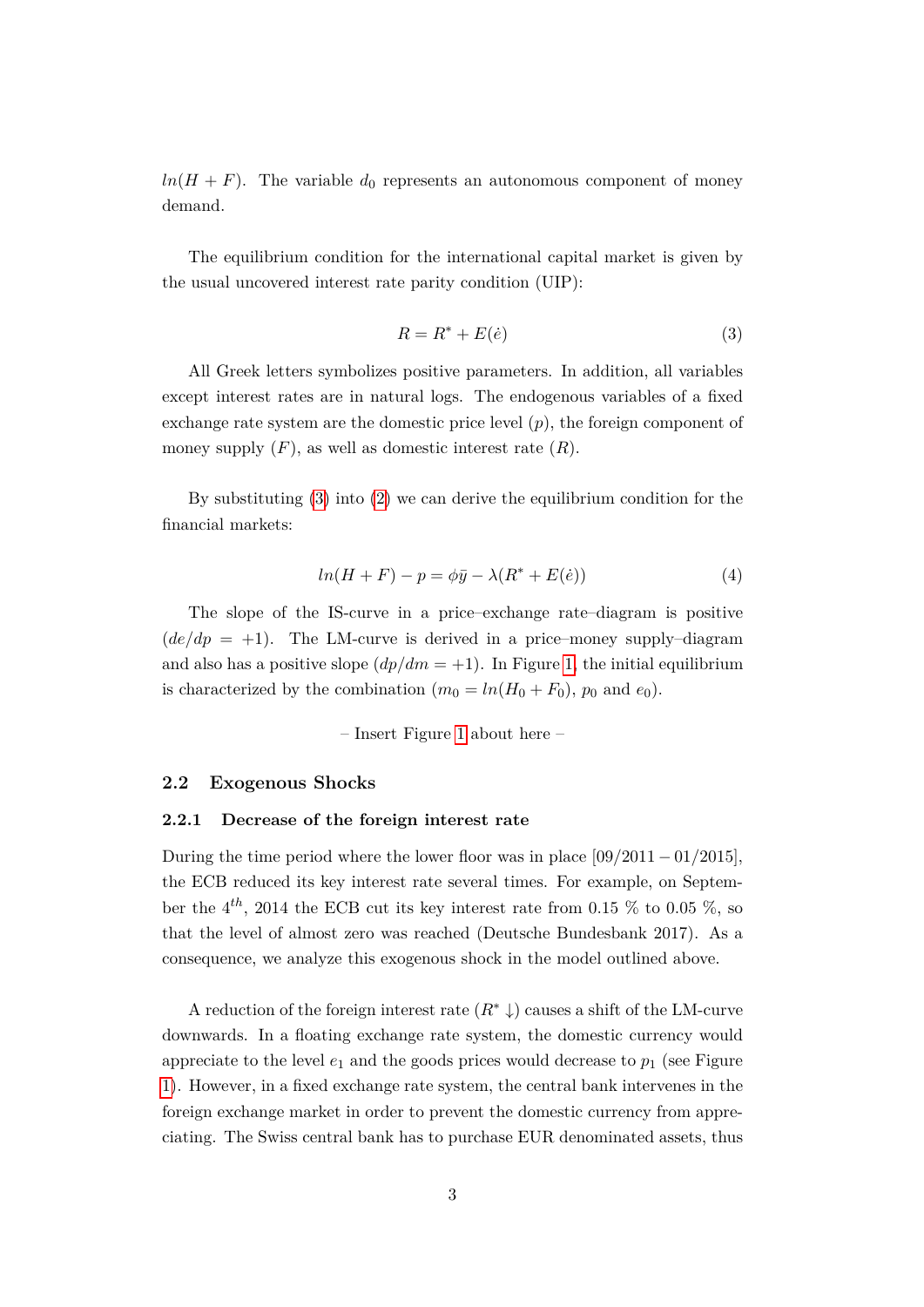$ln(H + F)$. The variable $d_0$ represents an autonomous component of money demand.

The equilibrium condition for the international capital market is given by the usual uncovered interest rate parity condition (UIP):

$$R = R^* + E(\dot{e}) \tag{3}$$

All Greek letters symbolizes positive parameters. In addition, all variables except interest rates are in natural logs. The endogenous variables of a fixed exchange rate system are the domestic price level ($p$), the foreign component of money supply ($F$), as well as domestic interest rate ($R$).

By substituting (3) into (2) we can derive the equilibrium condition for the financial markets:

$$ln(H + F) - p = \phi\bar{y} - \lambda(R^* + E(\dot{e})) \tag{4}$$

The slope of the IS-curve in a price–exchange rate–diagram is positive ($de/dp = +1$). The LM-curve is derived in a price–money supply–diagram and also has a positive slope ($dp/dm = +1$). In Figure 1, the initial equilibrium is characterized by the combination ($m_0 = ln(H_0 + F_0)$, $p_0$ and $e_0$).

– Insert Figure 1 about here –

### 2.2 Exogenous Shocks

#### 2.2.1 Decrease of the foreign interest rate

During the time period where the lower floor was in place [09/2011 − 01/2015], the ECB reduced its key interest rate several times. For example, on September the $4^{th}$, 2014 the ECB cut its key interest rate from 0.15 % to 0.05 %, so that the level of almost zero was reached (Deutsche Bundesbank 2017). As a consequence, we analyze this exogenous shock in the model outlined above.

A reduction of the foreign interest rate ($R^* \downarrow$) causes a shift of the LM-curve downwards. In a floating exchange rate system, the domestic currency would appreciate to the level $e_1$ and the goods prices would decrease to $p_1$ (see Figure 1). However, in a fixed exchange rate system, the central bank intervenes in the foreign exchange market in order to prevent the domestic currency from appreciating. The Swiss central bank has to purchase EUR denominated assets, thus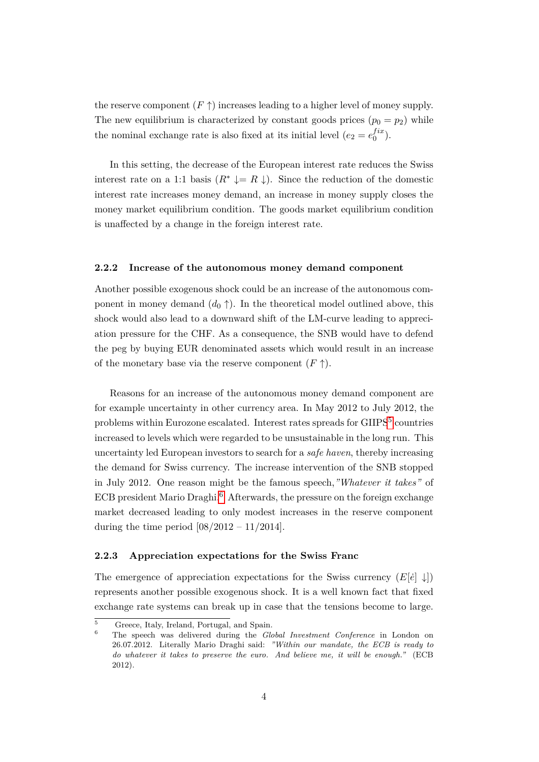the reserve component ($F \uparrow$) increases leading to a higher level of money supply. The new equilibrium is characterized by constant goods prices ($p_0 = p_2$) while the nominal exchange rate is also fixed at its initial level ($e_2 = e_0^{fix}$).

In this setting, the decrease of the European interest rate reduces the Swiss interest rate on a 1:1 basis ($R^* \downarrow = R \downarrow$). Since the reduction of the domestic interest rate increases money demand, an increase in money supply closes the money market equilibrium condition. The goods market equilibrium condition is unaffected by a change in the foreign interest rate.

### 2.2.2 Increase of the autonomous money demand component

Another possible exogenous shock could be an increase of the autonomous component in money demand ($d_0 \uparrow$). In the theoretical model outlined above, this shock would also lead to a downward shift of the LM-curve leading to appreciation pressure for the CHF. As a consequence, the SNB would have to defend the peg by buying EUR denominated assets which would result in an increase of the monetary base via the reserve component ($F \uparrow$).

Reasons for an increase of the autonomous money demand component are for example uncertainty in other currency area. In May 2012 to July 2012, the problems within Eurozone escalated. Interest rates spreads for GIIPS[5] countries increased to levels which were regarded to be unsustainable in the long run. This uncertainty led European investors to search for a *safe haven*, thereby increasing the demand for Swiss currency. The increase intervention of the SNB stopped in July 2012. One reason might be the famous speech, *"Whatever it takes"* of ECB president Mario Draghi.[6] Afterwards, the pressure on the foreign exchange market decreased leading to only modest increases in the reserve component during the time period [08/2012 – 11/2014].

### 2.2.3 Appreciation expectations for the Swiss Franc

The emergence of appreciation expectations for the Swiss currency ($E[\dot{e}] \downarrow$) represents another possible exogenous shock. It is a well known fact that fixed exchange rate systems can break up in case that the tensions become to large.

[5] Greece, Italy, Ireland, Portugal, and Spain.

[6] The speech was delivered during the *Global Investment Conference* in London on 26.07.2012. Literally Mario Draghi said: *"Within our mandate, the ECB is ready to do whatever it takes to preserve the euro. And believe me, it will be enough."* (ECB 2012).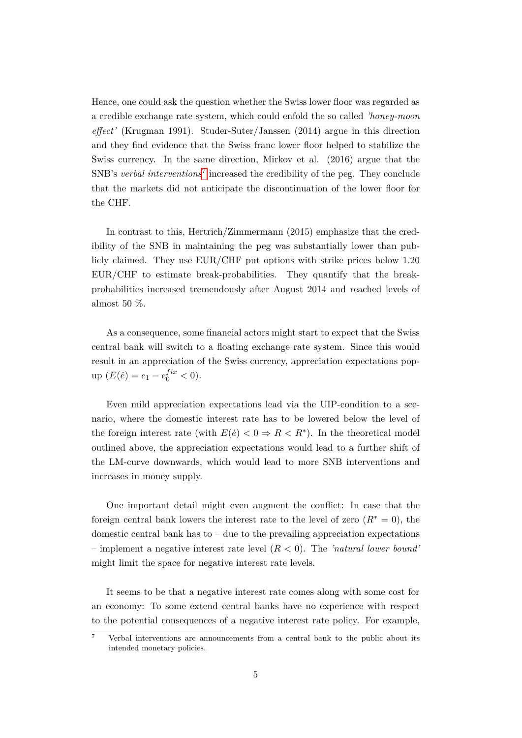Hence, one could ask the question whether the Swiss lower floor was regarded as a credible exchange rate system, which could enfold the so called *'honey-moon effect'* (Krugman 1991). Studer-Suter/Janssen (2014) argue in this direction and they find evidence that the Swiss franc lower floor helped to stabilize the Swiss currency. In the same direction, Mirkov et al. (2016) argue that the SNB's *verbal interventions*[7] increased the credibility of the peg. They conclude that the markets did not anticipate the discontinuation of the lower floor for the CHF.

In contrast to this, Hertrich/Zimmermann (2015) emphasize that the credibility of the SNB in maintaining the peg was substantially lower than publicly claimed. They use EUR/CHF put options with strike prices below 1.20 EUR/CHF to estimate break-probabilities. They quantify that the break-probabilities increased tremendously after August 2014 and reached levels of almost 50 %.

As a consequence, some financial actors might start to expect that the Swiss central bank will switch to a floating exchange rate system. Since this would result in an appreciation of the Swiss currency, appreciation expectations pop-up ($E(\dot{e}) = e_1 - e_0^{fix} < 0$).

Even mild appreciation expectations lead via the UIP-condition to a scenario, where the domestic interest rate has to be lowered below the level of the foreign interest rate (with $E(\dot{e}) < 0 \Rightarrow R < R^*$). In the theoretical model outlined above, the appreciation expectations would lead to a further shift of the LM-curve downwards, which would lead to more SNB interventions and increases in money supply.

One important detail might even augment the conflict: In case that the foreign central bank lowers the interest rate to the level of zero ($R^* = 0$), the domestic central bank has to – due to the prevailing appreciation expectations – implement a negative interest rate level ($R < 0$). The *'natural lower bound'* might limit the space for negative interest rate levels.

It seems to be that a negative interest rate comes along with some cost for an economy: To some extend central banks have no experience with respect to the potential consequences of a negative interest rate policy. For example,

[7] Verbal interventions are announcements from a central bank to the public about its intended monetary policies.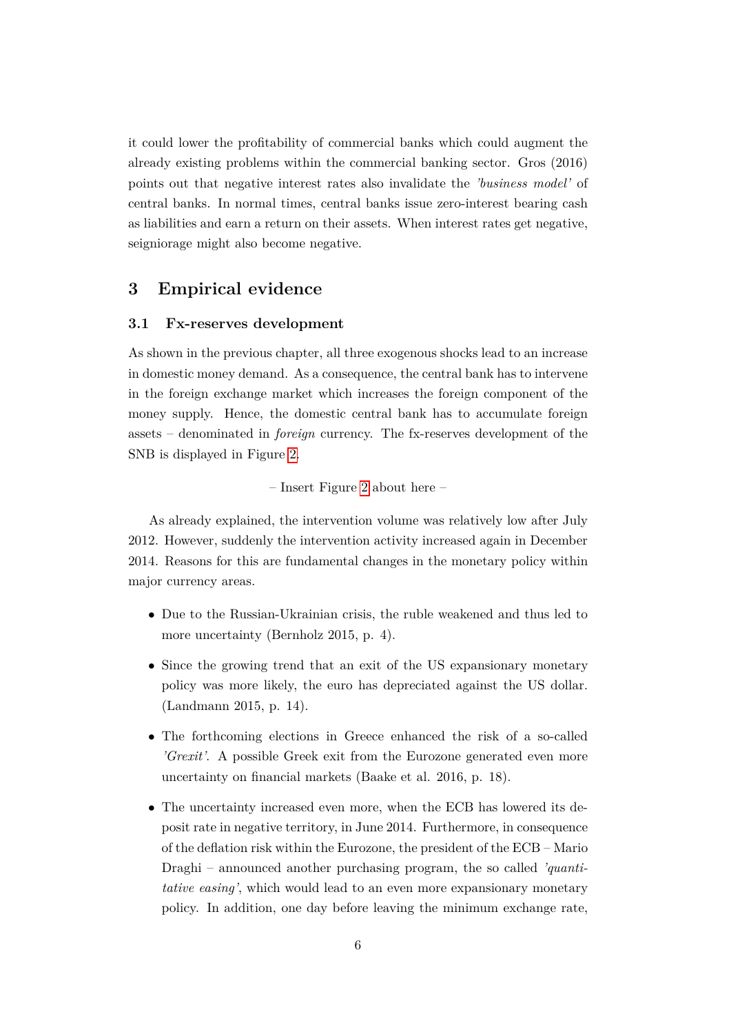it could lower the profitability of commercial banks which could augment the already existing problems within the commercial banking sector. Gros (2016) points out that negative interest rates also invalidate the *'business model'* of central banks. In normal times, central banks issue zero-interest bearing cash as liabilities and earn a return on their assets. When interest rates get negative, seigniorage might also become negative.

## 3 Empirical evidence

### 3.1 Fx-reserves development

As shown in the previous chapter, all three exogenous shocks lead to an increase in domestic money demand. As a consequence, the central bank has to intervene in the foreign exchange market which increases the foreign component of the money supply. Hence, the domestic central bank has to accumulate foreign assets – denominated in *foreign* currency. The fx-reserves development of the SNB is displayed in Figure 2.

– Insert Figure 2 about here –

As already explained, the intervention volume was relatively low after July 2012. However, suddenly the intervention activity increased again in December 2014. Reasons for this are fundamental changes in the monetary policy within major currency areas.

- Due to the Russian-Ukrainian crisis, the ruble weakened and thus led to more uncertainty (Bernholz 2015, p. 4).
- Since the growing trend that an exit of the US expansionary monetary policy was more likely, the euro has depreciated against the US dollar. (Landmann 2015, p. 14).
- The forthcoming elections in Greece enhanced the risk of a so-called *'Grexit'*. A possible Greek exit from the Eurozone generated even more uncertainty on financial markets (Baake et al. 2016, p. 18).
- The uncertainty increased even more, when the ECB has lowered its deposit rate in negative territory, in June 2014. Furthermore, in consequence of the deflation risk within the Eurozone, the president of the ECB – Mario Draghi – announced another purchasing program, the so called *'quantitative easing'*, which would lead to an even more expansionary monetary policy. In addition, one day before leaving the minimum exchange rate,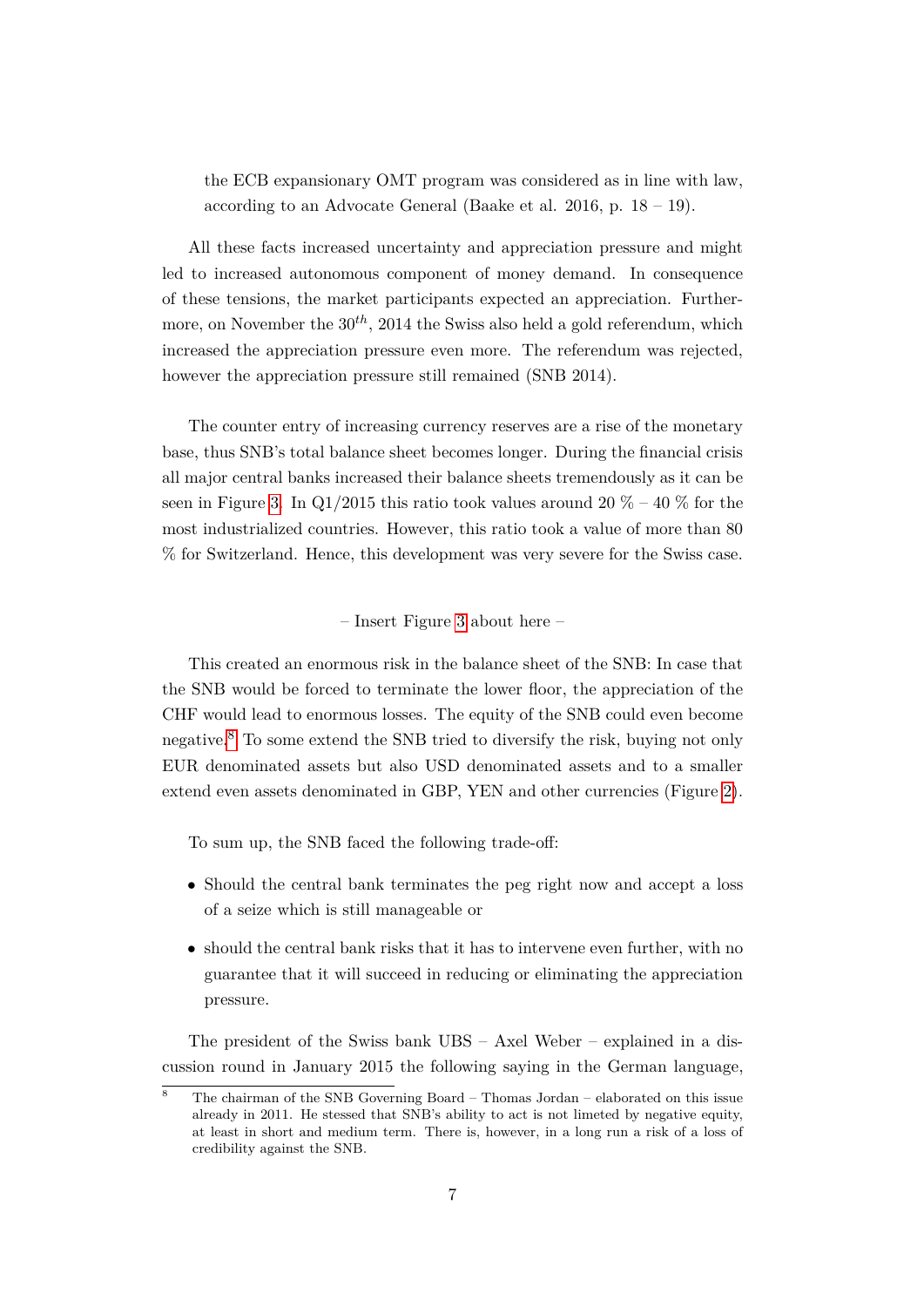the ECB expansionary OMT program was considered as in line with law, according to an Advocate General (Baake et al. 2016, p. 18 – 19).

All these facts increased uncertainty and appreciation pressure and might led to increased autonomous component of money demand. In consequence of these tensions, the market participants expected an appreciation. Furthermore, on November the $30^{th}$, 2014 the Swiss also held a gold referendum, which increased the appreciation pressure even more. The referendum was rejected, however the appreciation pressure still remained (SNB 2014).

The counter entry of increasing currency reserves are a rise of the monetary base, thus SNB's total balance sheet becomes longer. During the financial crisis all major central banks increased their balance sheets tremendously as it can be seen in Figure 3. In Q1/2015 this ratio took values around 20 % – 40 % for the most industrialized countries. However, this ratio took a value of more than 80 % for Switzerland. Hence, this development was very severe for the Swiss case.

– Insert Figure 3 about here –

This created an enormous risk in the balance sheet of the SNB: In case that the SNB would be forced to terminate the lower floor, the appreciation of the CHF would lead to enormous losses. The equity of the SNB could even become negative.[8] To some extend the SNB tried to diversify the risk, buying not only EUR denominated assets but also USD denominated assets and to a smaller extend even assets denominated in GBP, YEN and other currencies (Figure 2).

To sum up, the SNB faced the following trade-off:

- Should the central bank terminates the peg right now and accept a loss of a seize which is still manageable or
- should the central bank risks that it has to intervene even further, with no guarantee that it will succeed in reducing or eliminating the appreciation pressure.

The president of the Swiss bank UBS – Axel Weber – explained in a discussion round in January 2015 the following saying in the German language,

[8] The chairman of the SNB Governing Board – Thomas Jordan – elaborated on this issue already in 2011. He stessed that SNB's ability to act is not limeted by negative equity, at least in short and medium term. There is, however, in a long run a risk of a loss of credibility against the SNB.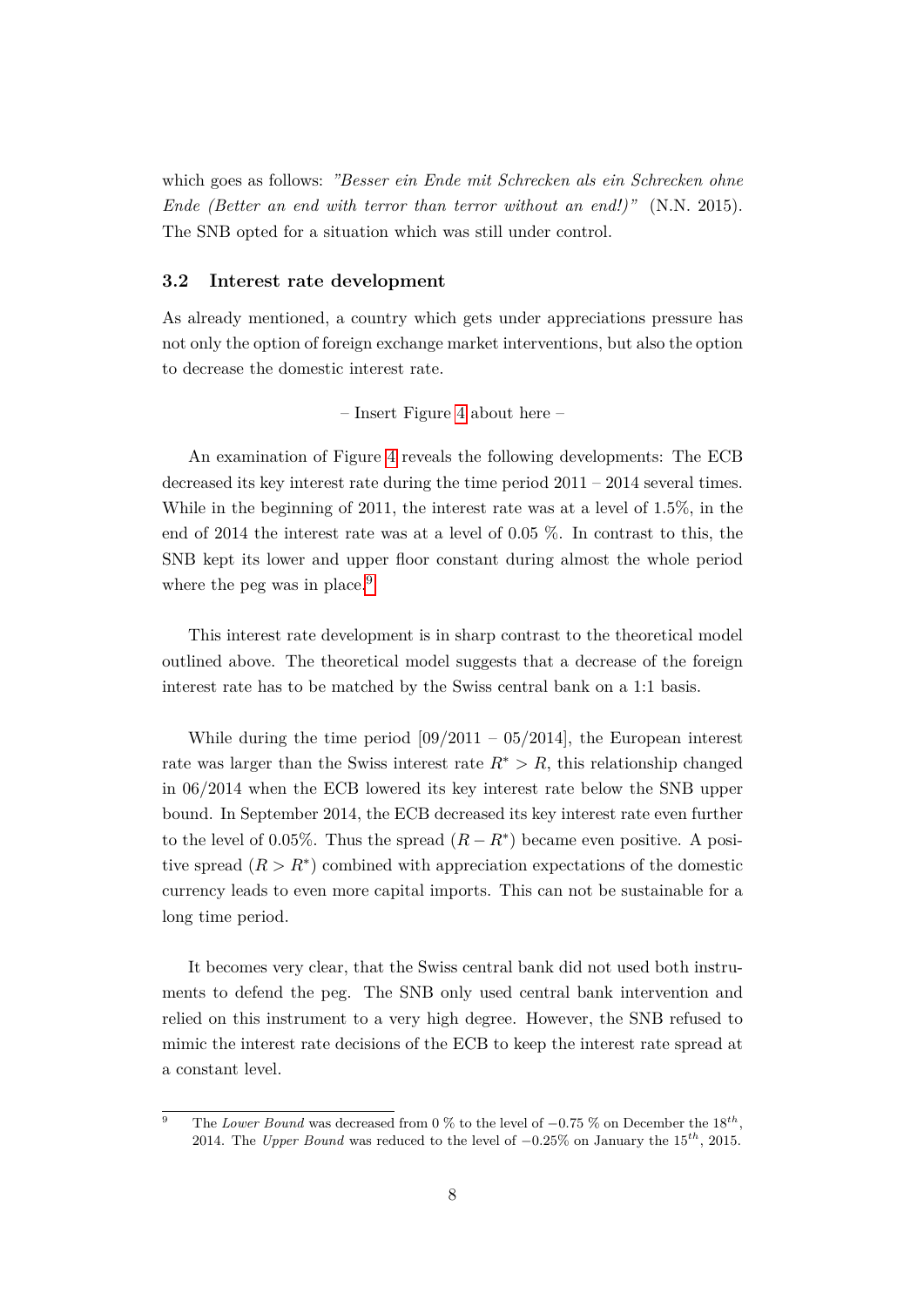which goes as follows: *"Besser ein Ende mit Schrecken als ein Schrecken ohne Ende (Better an end with terror than terror without an end!)"* (N.N. 2015). The SNB opted for a situation which was still under control.

### 3.2 Interest rate development

As already mentioned, a country which gets under appreciations pressure has not only the option of foreign exchange market interventions, but also the option to decrease the domestic interest rate.

– Insert Figure 4 about here –

An examination of Figure 4 reveals the following developments: The ECB decreased its key interest rate during the time period 2011 – 2014 several times. While in the beginning of 2011, the interest rate was at a level of 1.5%, in the end of 2014 the interest rate was at a level of 0.05 %. In contrast to this, the SNB kept its lower and upper floor constant during almost the whole period where the peg was in place.[9]

This interest rate development is in sharp contrast to the theoretical model outlined above. The theoretical model suggests that a decrease of the foreign interest rate has to be matched by the Swiss central bank on a 1:1 basis.

While during the time period [09/2011 – 05/2014], the European interest rate was larger than the Swiss interest rate $R^* > R$, this relationship changed in 06/2014 when the ECB lowered its key interest rate below the SNB upper bound. In September 2014, the ECB decreased its key interest rate even further to the level of 0.05%. Thus the spread $(R - R^*)$ became even positive. A positive spread $(R > R^*)$ combined with appreciation expectations of the domestic currency leads to even more capital imports. This can not be sustainable for a long time period.

It becomes very clear, that the Swiss central bank did not used both instruments to defend the peg. The SNB only used central bank intervention and relied on this instrument to a very high degree. However, the SNB refused to mimic the interest rate decisions of the ECB to keep the interest rate spread at a constant level.

[9] The *Lower Bound* was decreased from 0 % to the level of $-0.75$ % on December the $18^{th}$, 2014. The *Upper Bound* was reduced to the level of $-0.25$% on January the $15^{th}$, 2015.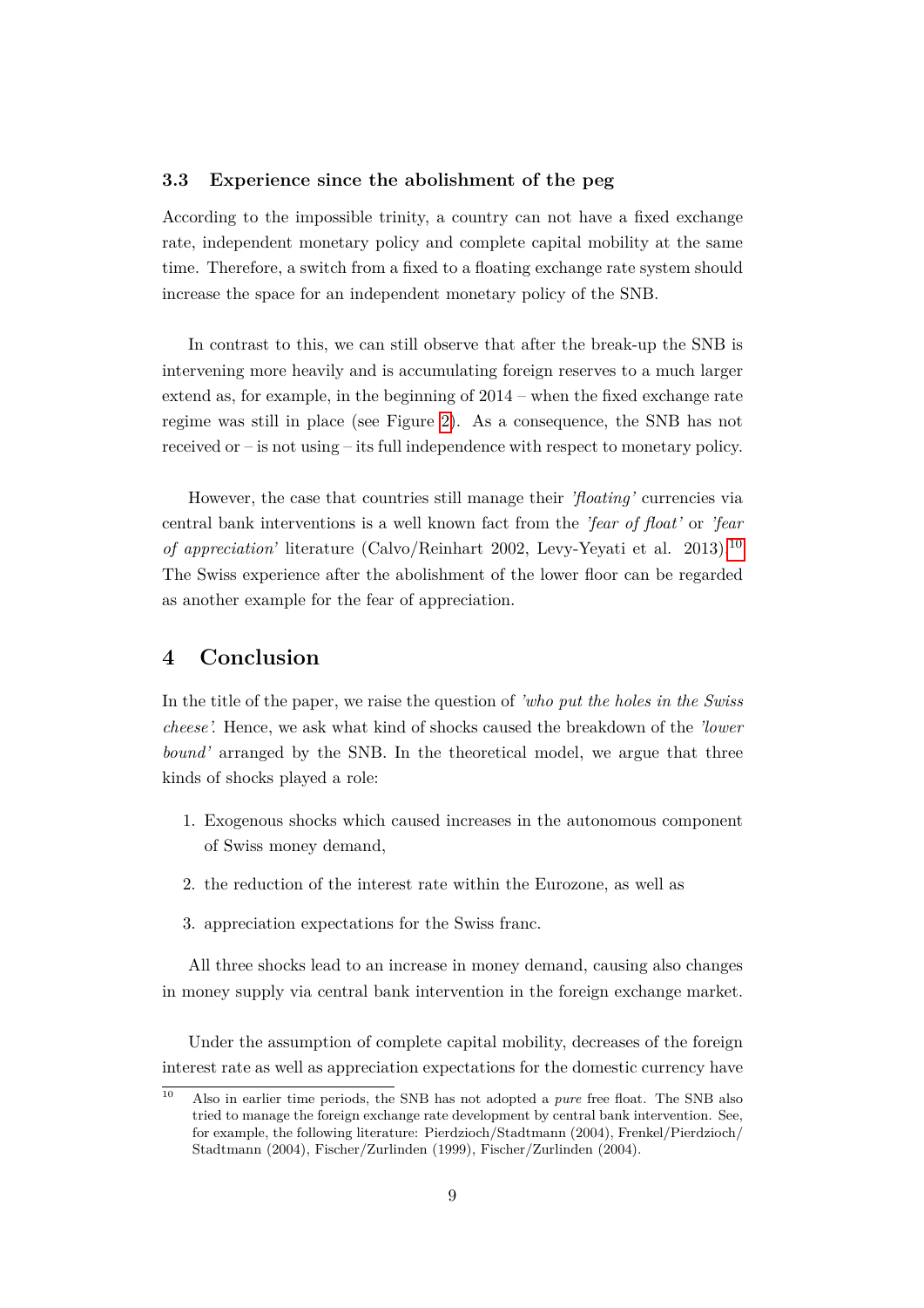### 3.3 Experience since the abolishment of the peg

According to the impossible trinity, a country can not have a fixed exchange rate, independent monetary policy and complete capital mobility at the same time. Therefore, a switch from a fixed to a floating exchange rate system should increase the space for an independent monetary policy of the SNB.

In contrast to this, we can still observe that after the break-up the SNB is intervening more heavily and is accumulating foreign reserves to a much larger extend as, for example, in the beginning of 2014 – when the fixed exchange rate regime was still in place (see Figure 2). As a consequence, the SNB has not received or – is not using – its full independence with respect to monetary policy.

However, the case that countries still manage their *'floating'* currencies via central bank interventions is a well known fact from the *'fear of float'* or *'fear of appreciation'* literature (Calvo/Reinhart 2002, Levy-Yeyati et al. 2013).[10] The Swiss experience after the abolishment of the lower floor can be regarded as another example for the fear of appreciation.

## 4 Conclusion

In the title of the paper, we raise the question of *'who put the holes in the Swiss cheese'*. Hence, we ask what kind of shocks caused the breakdown of the *'lower bound'* arranged by the SNB. In the theoretical model, we argue that three kinds of shocks played a role:

1. Exogenous shocks which caused increases in the autonomous component of Swiss money demand,
2. the reduction of the interest rate within the Eurozone, as well as
3. appreciation expectations for the Swiss franc.

All three shocks lead to an increase in money demand, causing also changes in money supply via central bank intervention in the foreign exchange market.

Under the assumption of complete capital mobility, decreases of the foreign interest rate as well as appreciation expectations for the domestic currency have

---

[10] Also in earlier time periods, the SNB has not adopted a *pure* free float. The SNB also tried to manage the foreign exchange rate development by central bank intervention. See, for example, the following literature: Pierdzioch/Stadtmann (2004), Frenkel/Pierdzioch/Stadtmann (2004), Fischer/Zurlinden (1999), Fischer/Zurlinden (2004).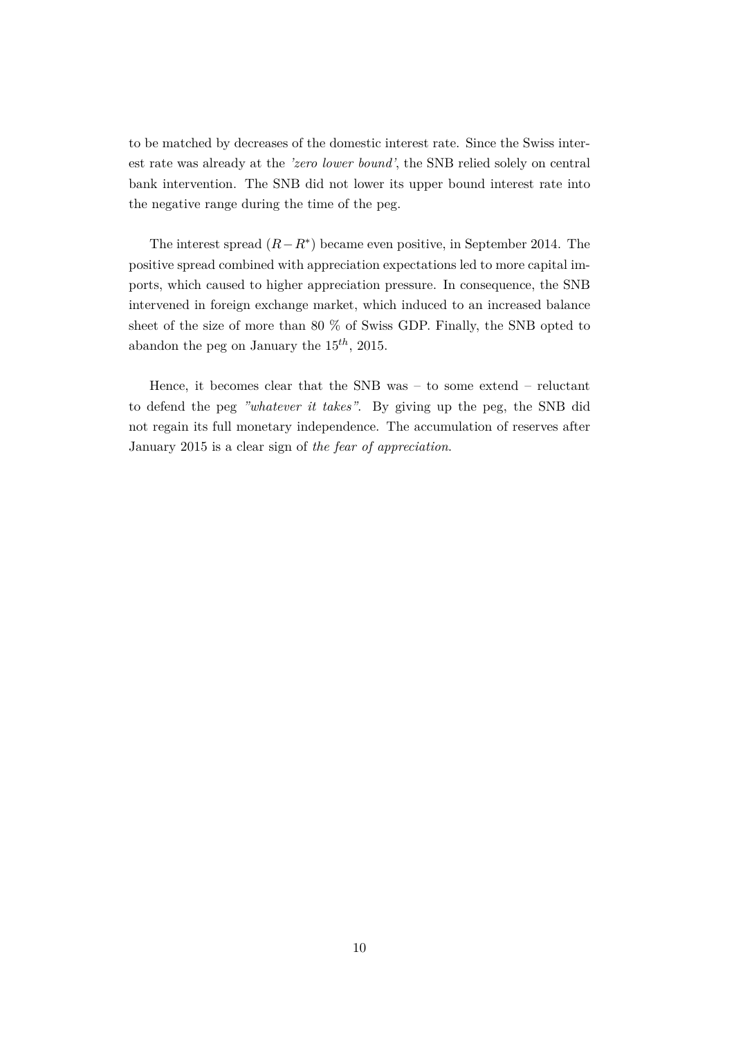to be matched by decreases of the domestic interest rate. Since the Swiss interest rate was already at the *'zero lower bound'*, the SNB relied solely on central bank intervention. The SNB did not lower its upper bound interest rate into the negative range during the time of the peg.

The interest spread $(R - R^*)$ became even positive, in September 2014. The positive spread combined with appreciation expectations led to more capital imports, which caused to higher appreciation pressure. In consequence, the SNB intervened in foreign exchange market, which induced to an increased balance sheet of the size of more than 80 % of Swiss GDP. Finally, the SNB opted to abandon the peg on January the $15^{th}$, 2015.

Hence, it becomes clear that the SNB was – to some extend – reluctant to defend the peg *"whatever it takes"*. By giving up the peg, the SNB did not regain its full monetary independence. The accumulation of reserves after January 2015 is a clear sign of *the fear of appreciation*.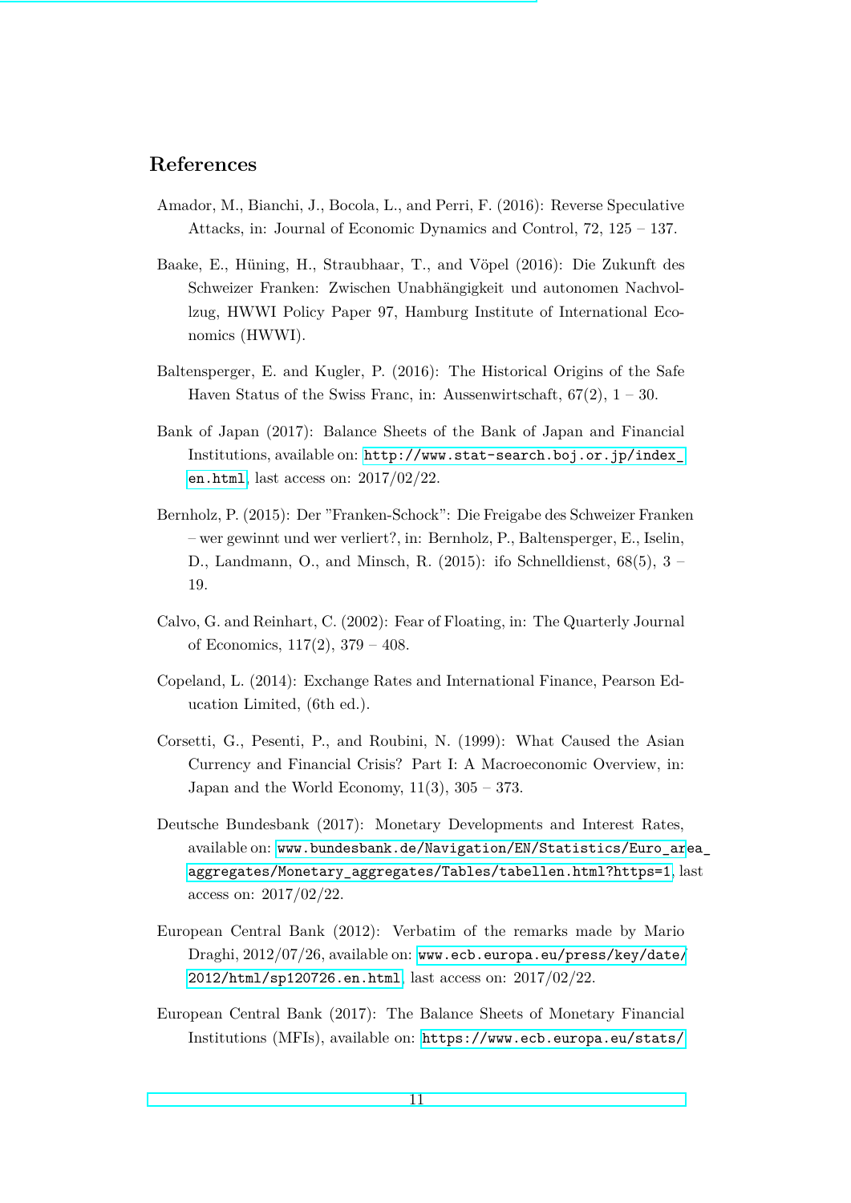## References

Amador, M., Bianchi, J., Bocola, L., and Perri, F. (2016): Reverse Speculative Attacks, in: Journal of Economic Dynamics and Control, 72, 125 – 137.

Baake, E., Hüning, H., Straubhaar, T., and Vöpel (2016): Die Zukunft des Schweizer Franken: Zwischen Unabhängigkeit und autonomen Nachvollzug, HWWI Policy Paper 97, Hamburg Institute of International Economics (HWWI).

Baltensperger, E. and Kugler, P. (2016): The Historical Origins of the Safe Haven Status of the Swiss Franc, in: Aussenwirtschaft, 67(2), 1 – 30.

Bank of Japan (2017): Balance Sheets of the Bank of Japan and Financial Institutions, available on: http://www.stat-search.boj.or.jp/index_en.html, last access on: 2017/02/22.

Bernholz, P. (2015): Der "Franken-Schock": Die Freigabe des Schweizer Franken – wer gewinnt und wer verliert?, in: Bernholz, P., Baltensperger, E., Iselin, D., Landmann, O., and Minsch, R. (2015): ifo Schnelldienst, 68(5), 3 – 19.

Calvo, G. and Reinhart, C. (2002): Fear of Floating, in: The Quarterly Journal of Economics, 117(2), 379 – 408.

Copeland, L. (2014): Exchange Rates and International Finance, Pearson Education Limited, (6th ed.).

Corsetti, G., Pesenti, P., and Roubini, N. (1999): What Caused the Asian Currency and Financial Crisis? Part I: A Macroeconomic Overview, in: Japan and the World Economy, 11(3), 305 – 373.

Deutsche Bundesbank (2017): Monetary Developments and Interest Rates, available on: www.bundesbank.de/Navigation/EN/Statistics/Euro_area_aggregates/Monetary_aggregates/Tables/tabellen.html?https=1, last access on: 2017/02/22.

European Central Bank (2012): Verbatim of the remarks made by Mario Draghi, 2012/07/26, available on: www.ecb.europa.eu/press/key/date/2012/html/sp120726.en.html, last access on: 2017/02/22.

European Central Bank (2017): The Balance Sheets of Monetary Financial Institutions (MFIs), available on: https://www.ecb.europa.eu/stats/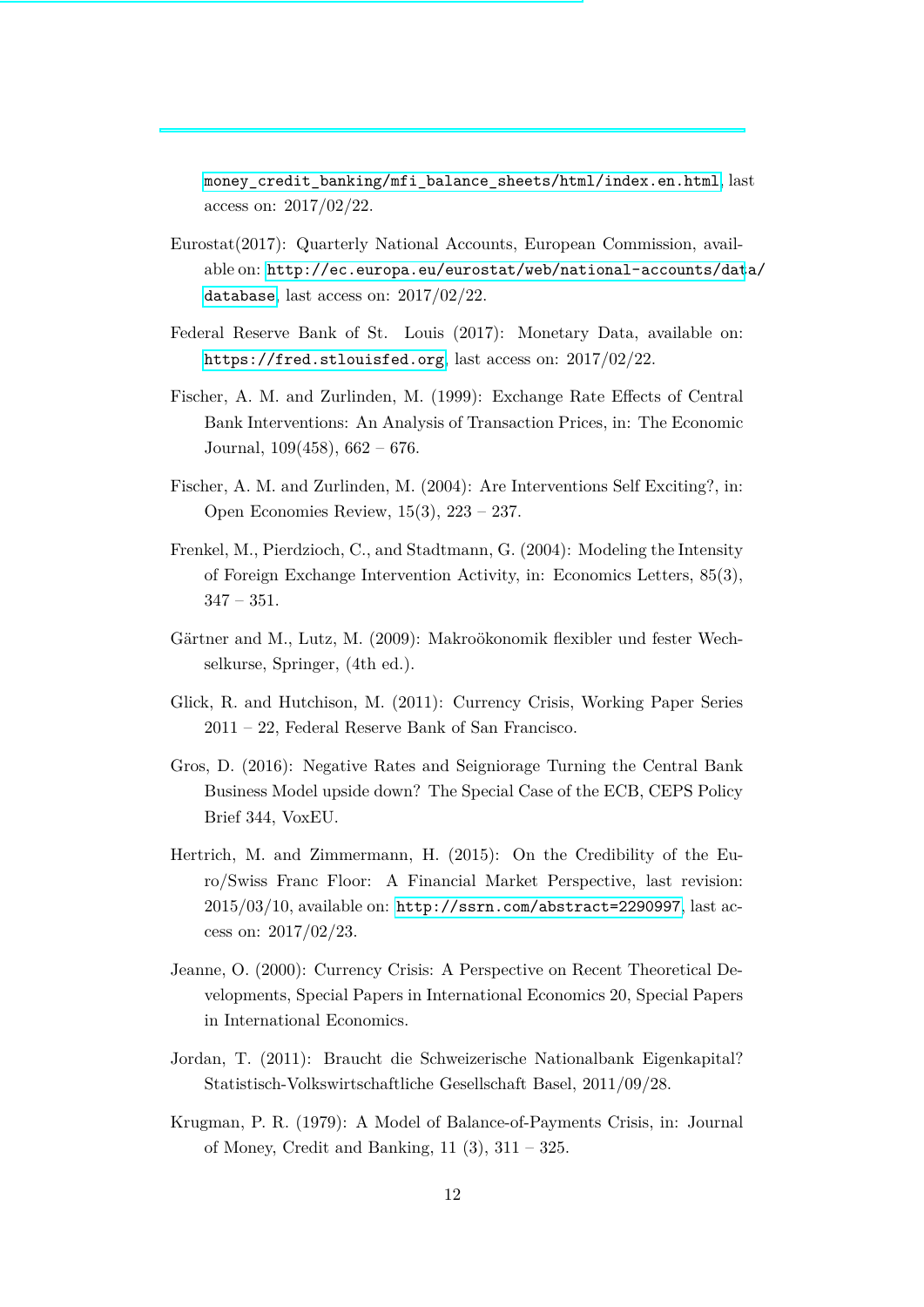money_credit_banking/mfi_balance_sheets/html/index.en.html, last access on: 2017/02/22.

Eurostat(2017): Quarterly National Accounts, European Commission, available on: http://ec.europa.eu/eurostat/web/national-accounts/data/database, last access on: 2017/02/22.

Federal Reserve Bank of St. Louis (2017): Monetary Data, available on: https://fred.stlouisfed.org, last access on: 2017/02/22.

Fischer, A. M. and Zurlinden, M. (1999): Exchange Rate Effects of Central Bank Interventions: An Analysis of Transaction Prices, in: The Economic Journal, 109(458), 662 – 676.

Fischer, A. M. and Zurlinden, M. (2004): Are Interventions Self Exciting?, in: Open Economies Review, 15(3), 223 – 237.

Frenkel, M., Pierdzioch, C., and Stadtmann, G. (2004): Modeling the Intensity of Foreign Exchange Intervention Activity, in: Economics Letters, 85(3), 347 – 351.

Gärtner and M., Lutz, M. (2009): Makroökonomik flexibler und fester Wechselkurse, Springer, (4th ed.).

Glick, R. and Hutchison, M. (2011): Currency Crisis, Working Paper Series 2011 – 22, Federal Reserve Bank of San Francisco.

Gros, D. (2016): Negative Rates and Seigniorage Turning the Central Bank Business Model upside down? The Special Case of the ECB, CEPS Policy Brief 344, VoxEU.

Hertrich, M. and Zimmermann, H. (2015): On the Credibility of the Euro/Swiss Franc Floor: A Financial Market Perspective, last revision: 2015/03/10, available on: http://ssrn.com/abstract=2290997, last access on: 2017/02/23.

Jeanne, O. (2000): Currency Crisis: A Perspective on Recent Theoretical Developments, Special Papers in International Economics 20, Special Papers in International Economics.

Jordan, T. (2011): Braucht die Schweizerische Nationalbank Eigenkapital? Statistisch-Volkswirtschaftliche Gesellschaft Basel, 2011/09/28.

Krugman, P. R. (1979): A Model of Balance-of-Payments Crisis, in: Journal of Money, Credit and Banking, 11 (3), 311 – 325.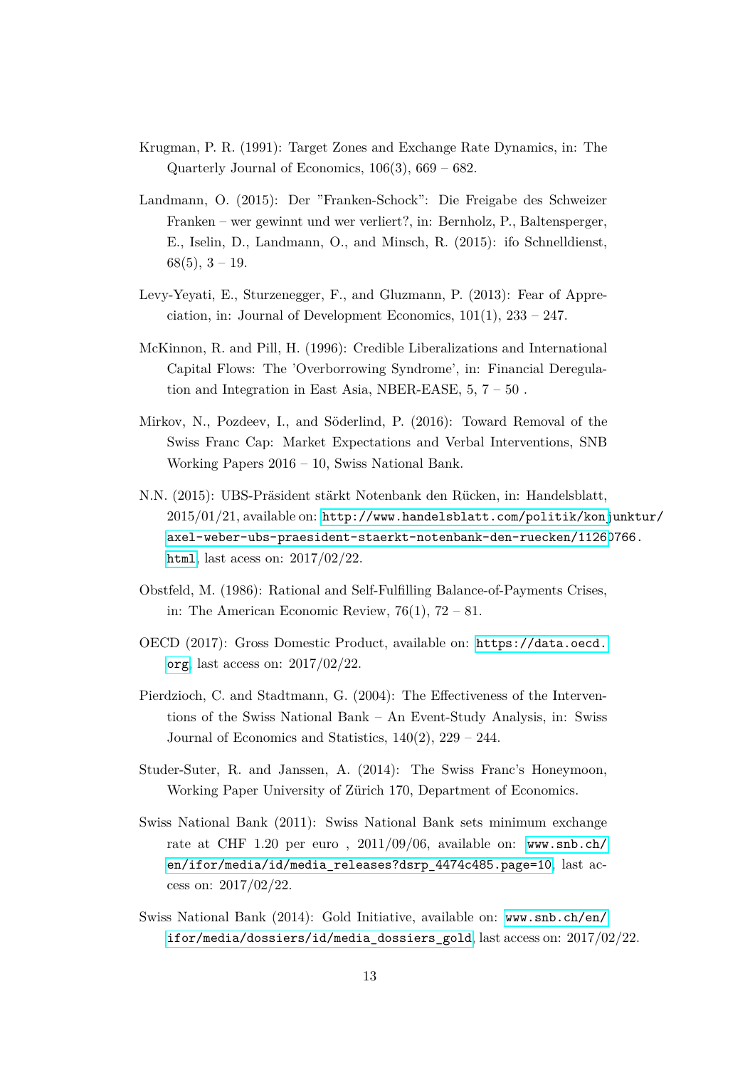Krugman, P. R. (1991): Target Zones and Exchange Rate Dynamics, in: The Quarterly Journal of Economics, 106(3), 669 – 682.

Landmann, O. (2015): Der "Franken-Schock": Die Freigabe des Schweizer Franken – wer gewinnt und wer verliert?, in: Bernholz, P., Baltensperger, E., Iselin, D., Landmann, O., and Minsch, R. (2015): ifo Schnelldienst, 68(5), 3 – 19.

Levy-Yeyati, E., Sturzenegger, F., and Gluzmann, P. (2013): Fear of Appreciation, in: Journal of Development Economics, 101(1), 233 – 247.

McKinnon, R. and Pill, H. (1996): Credible Liberalizations and International Capital Flows: The 'Overborrowing Syndrome', in: Financial Deregulation and Integration in East Asia, NBER-EASE, 5, 7 – 50 .

Mirkov, N., Pozdeev, I., and Söderlind, P. (2016): Toward Removal of the Swiss Franc Cap: Market Expectations and Verbal Interventions, SNB Working Papers 2016 – 10, Swiss National Bank.

N.N. (2015): UBS-Präsident stärkt Notenbank den Rücken, in: Handelsblatt, 2015/01/21, available on: http://www.handelsblatt.com/politik/konjunktur/axel-weber-ubs-praesident-staerkt-notenbank-den-ruecken/11260766.html, last acess on: 2017/02/22.

Obstfeld, M. (1986): Rational and Self-Fulfilling Balance-of-Payments Crises, in: The American Economic Review, 76(1), 72 – 81.

OECD (2017): Gross Domestic Product, available on: https://data.oecd.org, last access on: 2017/02/22.

Pierdzioch, C. and Stadtmann, G. (2004): The Effectiveness of the Interventions of the Swiss National Bank – An Event-Study Analysis, in: Swiss Journal of Economics and Statistics, 140(2), 229 – 244.

Studer-Suter, R. and Janssen, A. (2014): The Swiss Franc's Honeymoon, Working Paper University of Zürich 170, Department of Economics.

Swiss National Bank (2011): Swiss National Bank sets minimum exchange rate at CHF 1.20 per euro , 2011/09/06, available on: www.snb.ch/en/ifor/media/id/media_releases?dsrp_4474c485.page=10, last access on: 2017/02/22.

Swiss National Bank (2014): Gold Initiative, available on: www.snb.ch/en/ifor/media/dossiers/id/media_dossiers_gold, last access on: 2017/02/22.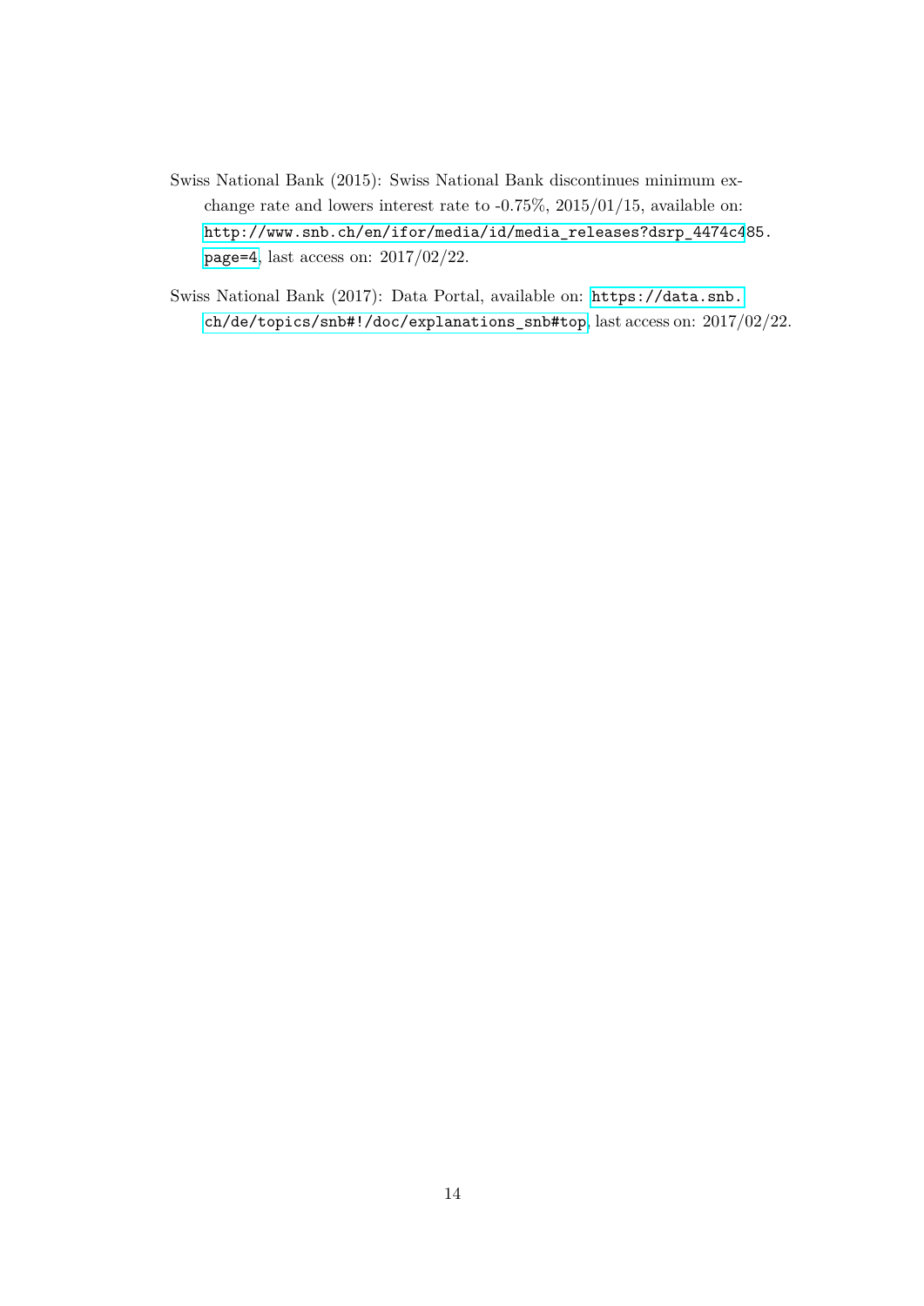Swiss National Bank (2015): Swiss National Bank discontinues minimum exchange rate and lowers interest rate to -0.75%, 2015/01/15, available on: http://www.snb.ch/en/ifor/media/id/media_releases?dsrp_4474c485.page=4, last access on: 2017/02/22.

Swiss National Bank (2017): Data Portal, available on: https://data.snb.ch/de/topics/snb#!/doc/explanations_snb#top, last access on: 2017/02/22.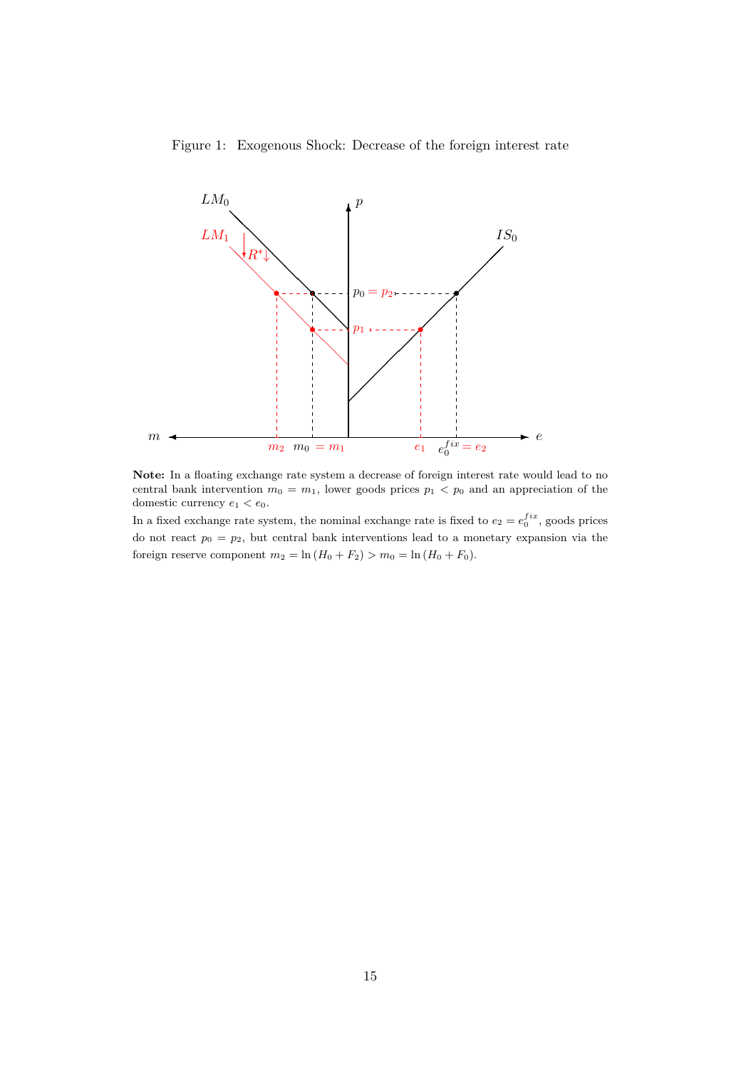Figure 1: Exogenous Shock: Decrease of the foreign interest rate

**Note:** In a floating exchange rate system a decrease of foreign interest rate would lead to no central bank intervention $m_0 = m_1$, lower goods prices $p_1 < p_0$ and an appreciation of the domestic currency $e_1 < e_0$.

In a fixed exchange rate system, the nominal exchange rate is fixed to $e_2 = e_0^{fix}$, goods prices do not react $p_0 = p_2$, but central bank interventions lead to a monetary expansion via the foreign reserve component $m_2 = \ln(H_0 + F_2) > m_0 = \ln(H_0 + F_0)$.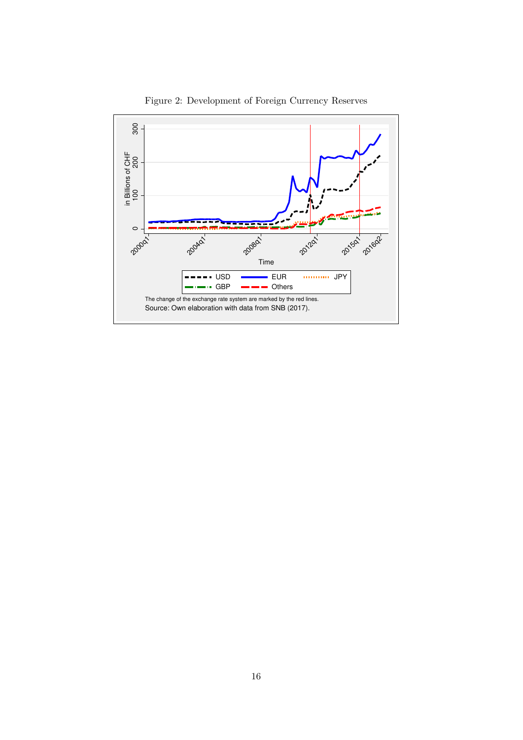Figure 2: Development of Foreign Currency Reserves

The change of the exchange rate system are marked by the red lines.
Source: Own elaboration with data from SNB (2017).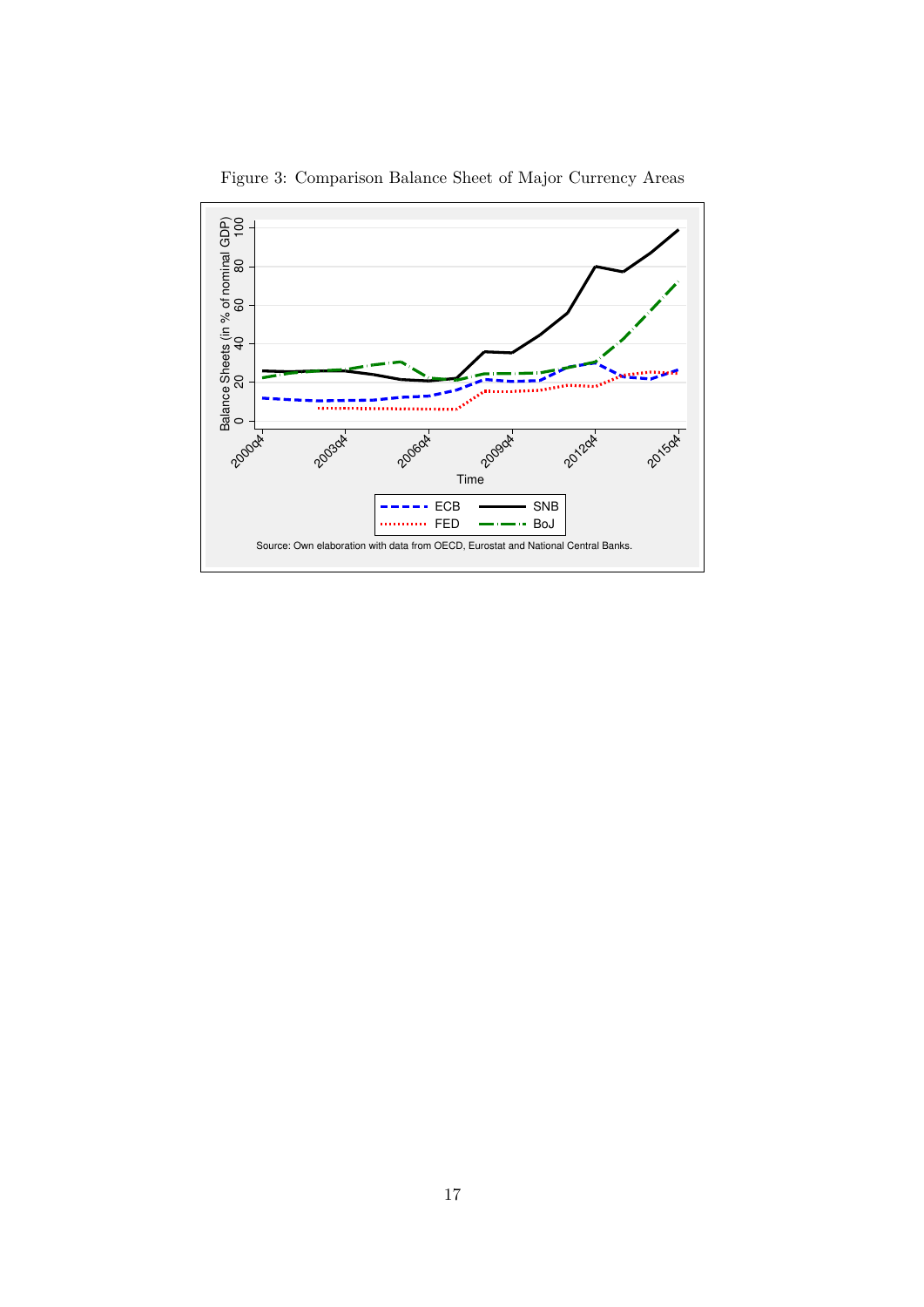Figure 3: Comparison Balance Sheet of Major Currency Areas

Source: Own elaboration with data from OECD, Eurostat and National Central Banks.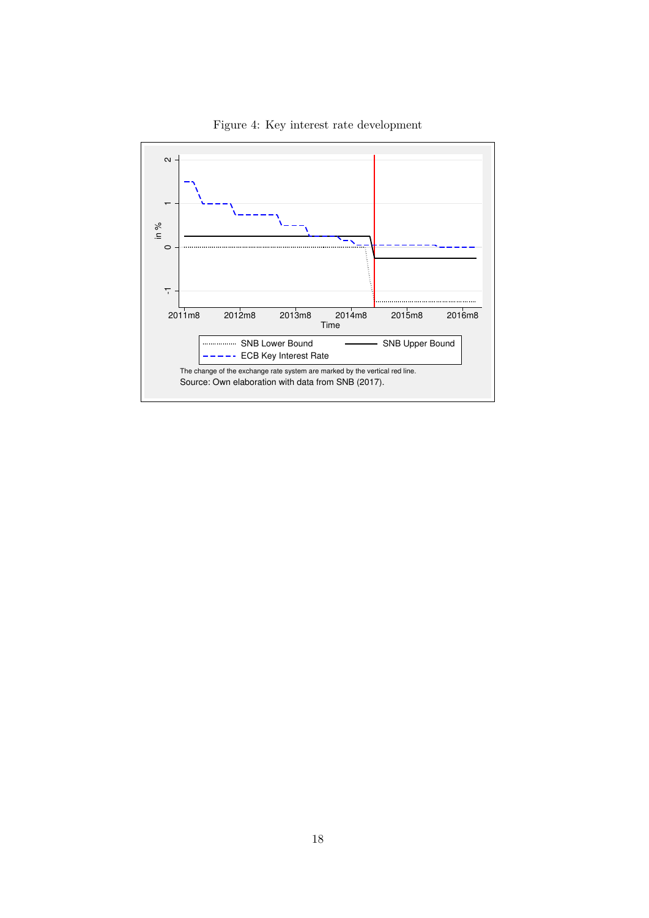Figure 4: Key interest rate development

in %

2
1
0
-1

2011m8 2012m8 2013m8 2014m8 2015m8 2016m8

Time

SNB Lower Bound
SNB Upper Bound
ECB Key Interest Rate

The change of the exchange rate system are marked by the vertical red line.

Source: Own elaboration with data from SNB (2017).